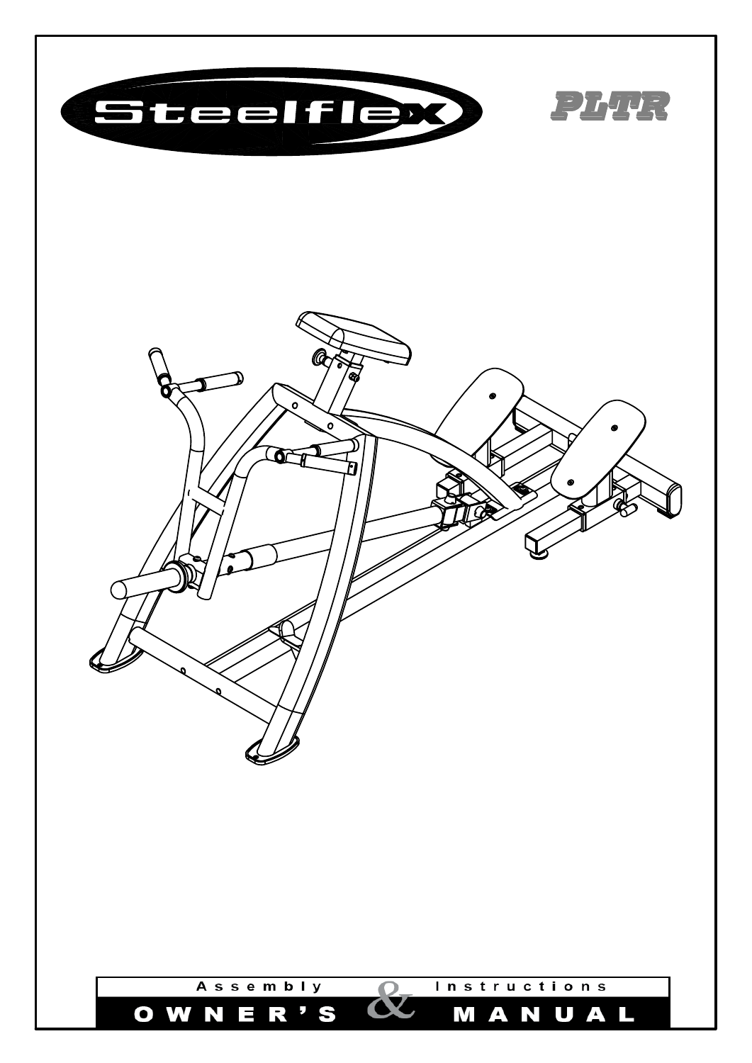# Steelflex

# PLTR

Assembly & Instructions

OWNER'S MANUAL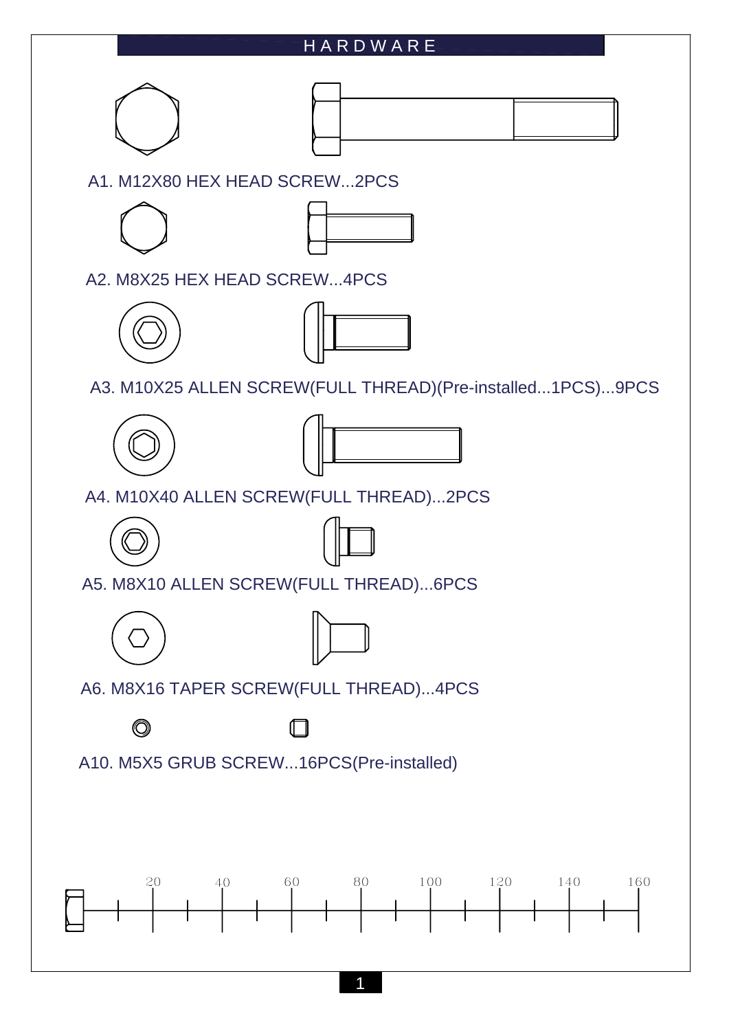# HARDWARE

A1. M12X80 HEX HEAD SCREW...2PCS

A2. M8X25 HEX HEAD SCREW...4PCS

A3. M10X25 ALLEN SCREW(FULL THREAD)(Pre-installed...1PCS)...9PCS

A4. M10X40 ALLEN SCREW(FULL THREAD)...2PCS

A5. M8X10 ALLEN SCREW(FULL THREAD)...6PCS

A6. M8X16 TAPER SCREW(FULL THREAD)...4PCS

A10. M5X5 GRUB SCREW...16PCS(Pre-installed)

20 40 60 80 100 120 140 160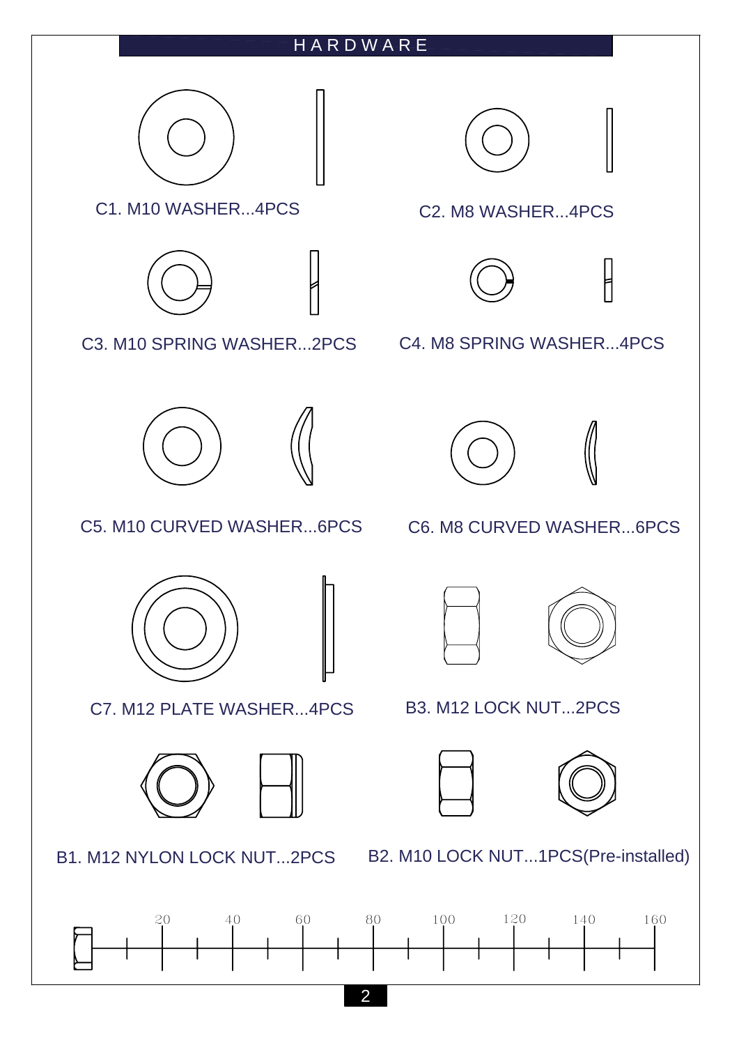# HARDWARE

C1. M10 WASHER...4PCS

C2. M8 WASHER...4PCS

C3. M10 SPRING WASHER...2PCS

C4. M8 SPRING WASHER...4PCS

C5. M10 CURVED WASHER...6PCS

C6. M8 CURVED WASHER...6PCS

C7. M12 PLATE WASHER...4PCS

B3. M12 LOCK NUT...2PCS

B1. M12 NYLON LOCK NUT...2PCS

B2. M10 LOCK NUT...1PCS(Pre-installed)

20 40 60 80 100 120 140 160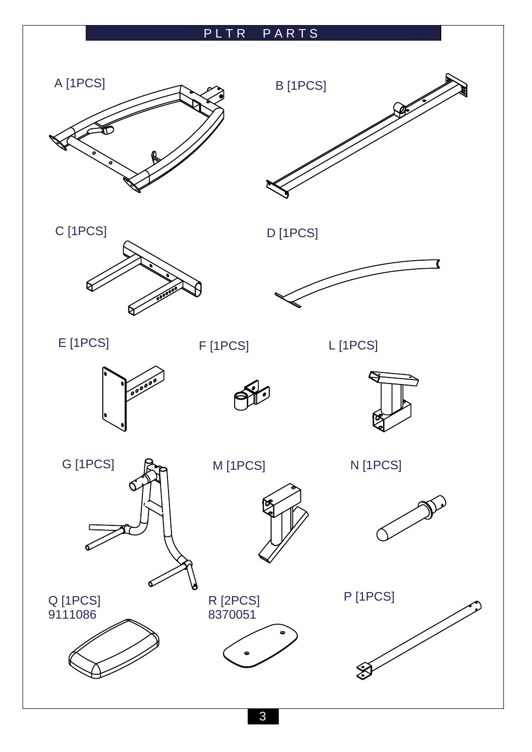# PLTR PARTS

A [1PCS]

B [1PCS]

C [1PCS]

D [1PCS]

E [1PCS]

F [1PCS]

L [1PCS]

G [1PCS]

M [1PCS]

N [1PCS]

Q [1PCS]
9111086

R [2PCS]
8370051

P [1PCS]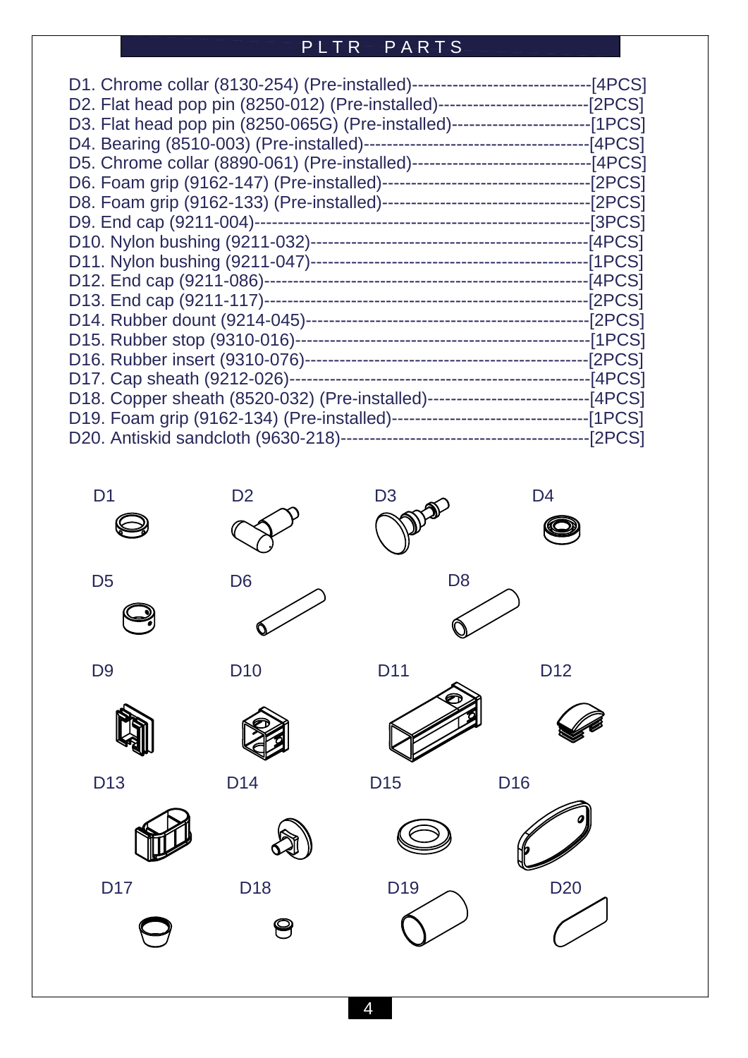## PLTR PARTS

D1. Chrome collar (8130-254) (Pre-installed)--------------------------------[4PCS]
D2. Flat head pop pin (8250-012) (Pre-installed)--------------------------[2PCS]
D3. Flat head pop pin (8250-065G) (Pre-installed)------------------------[1PCS]
D4. Bearing (8510-003) (Pre-installed)---------------------------------------[4PCS]
D5. Chrome collar (8890-061) (Pre-installed)--------------------------------[4PCS]
D6. Foam grip (9162-147) (Pre-installed)------------------------------------[2PCS]
D8. Foam grip (9162-133) (Pre-installed)------------------------------------[2PCS]
D9. End cap (9211-004)----------------------------------------------------------[3PCS]
D10. Nylon bushing (9211-032)-----------------------------------------------[4PCS]
D11. Nylon bushing (9211-047)-----------------------------------------------[1PCS]
D12. End cap (9211-086)-------------------------------------------------------[4PCS]
D13. End cap (9211-117)-------------------------------------------------------[2PCS]
D14. Rubber dount (9214-045)------------------------------------------------[2PCS]
D15. Rubber stop (9310-016)--------------------------------------------------[1PCS]
D16. Rubber insert (9310-076)------------------------------------------------[2PCS]
D17. Cap sheath (9212-026)---------------------------------------------------[4PCS]
D18. Copper sheath (8520-032) (Pre-installed)----------------------------[4PCS]
D19. Foam grip (9162-134) (Pre-installed)----------------------------------[1PCS]
D20. Antiskid sandcloth (9630-218)------------------------------------------[2PCS]

D1 D2 D3 D4

D5 D6 D8

D9 D10 D11 D12

D13 D14 D15 D16

D17 D18 D19 D20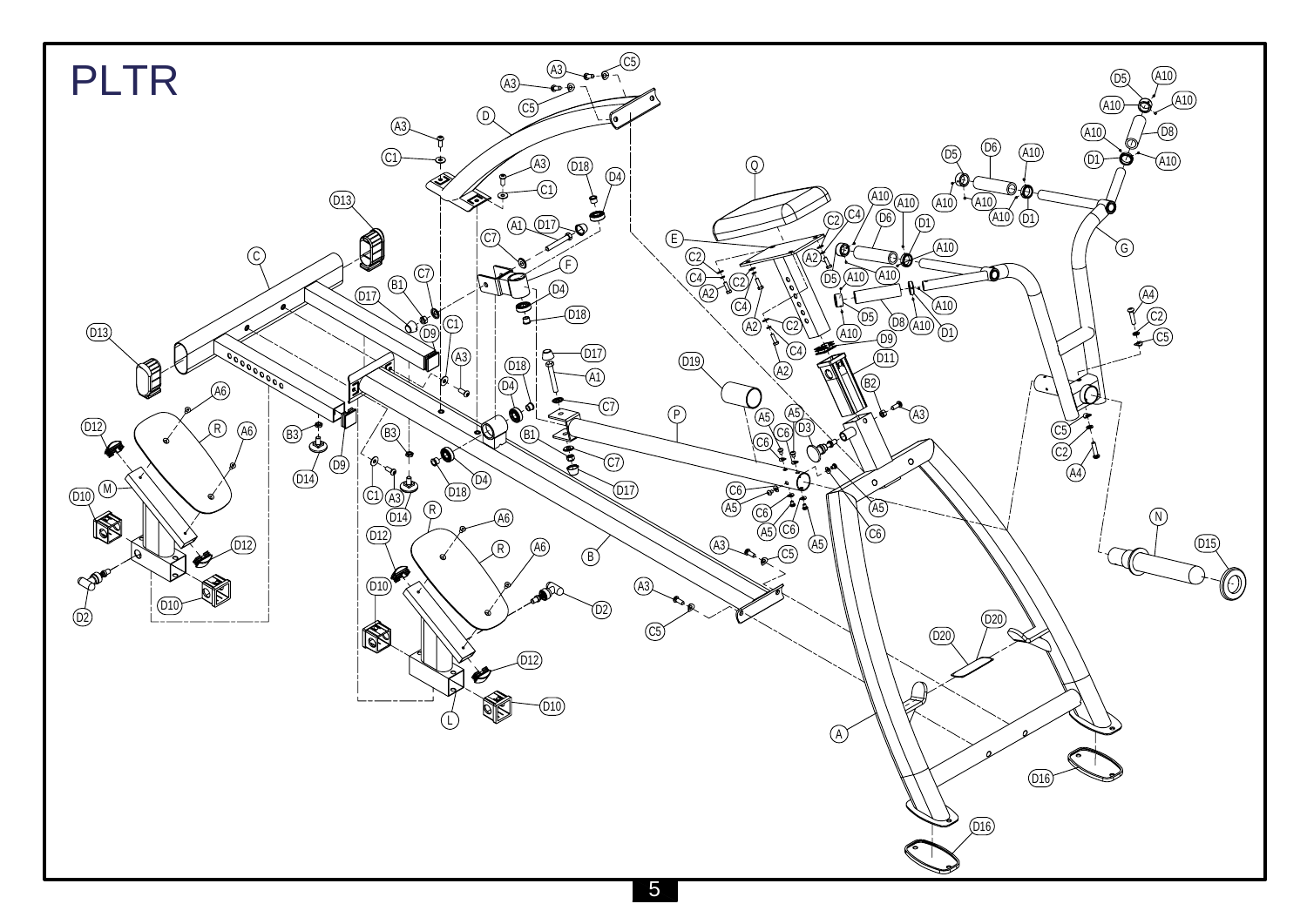# PLTR